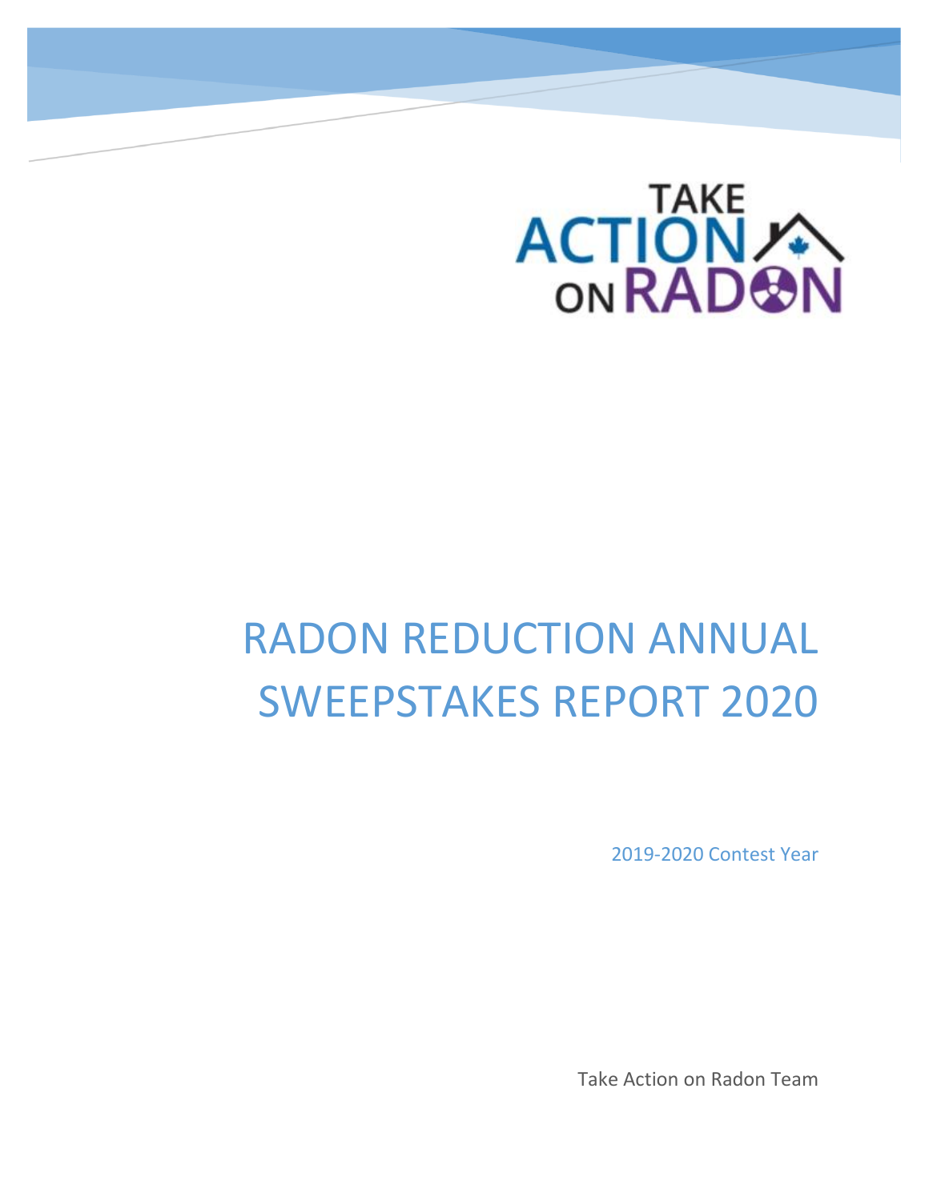TAKE ACTION ON RADON

# RADON REDUCTION ANNUAL SWEEPSTAKES REPORT 2020

2019-2020 Contest Year

Take Action on Radon Team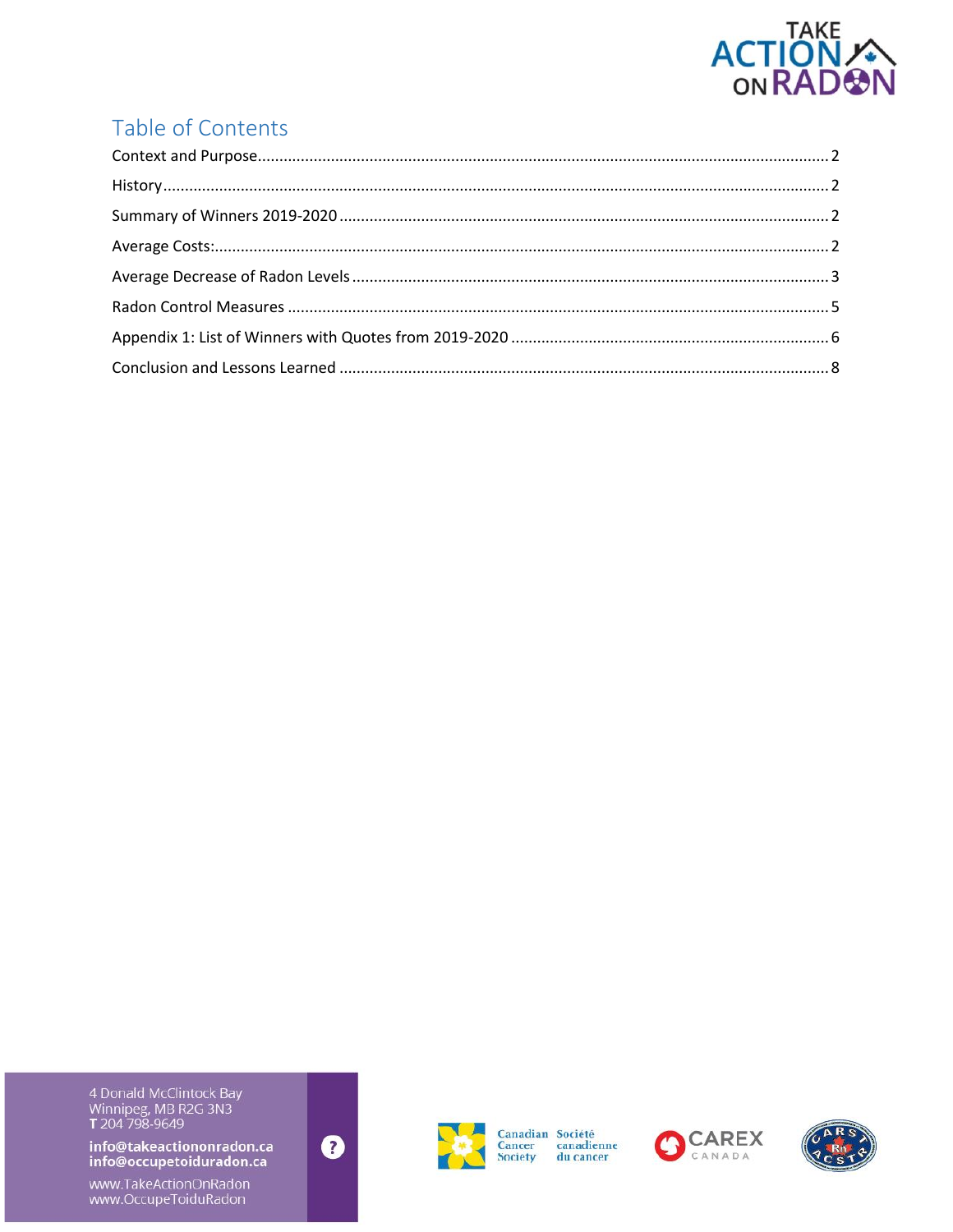## Table of Contents

Context and Purpose ........................................ 2

History ........................................ 2

Summary of Winners 2019-2020 ........................................ 2

Average Costs: ........................................ 2

Average Decrease of Radon Levels ........................................ 3

Radon Control Measures ........................................ 5

Appendix 1: List of Winners with Quotes from 2019-2020 ........................................ 6

Conclusion and Lessons Learned ........................................ 8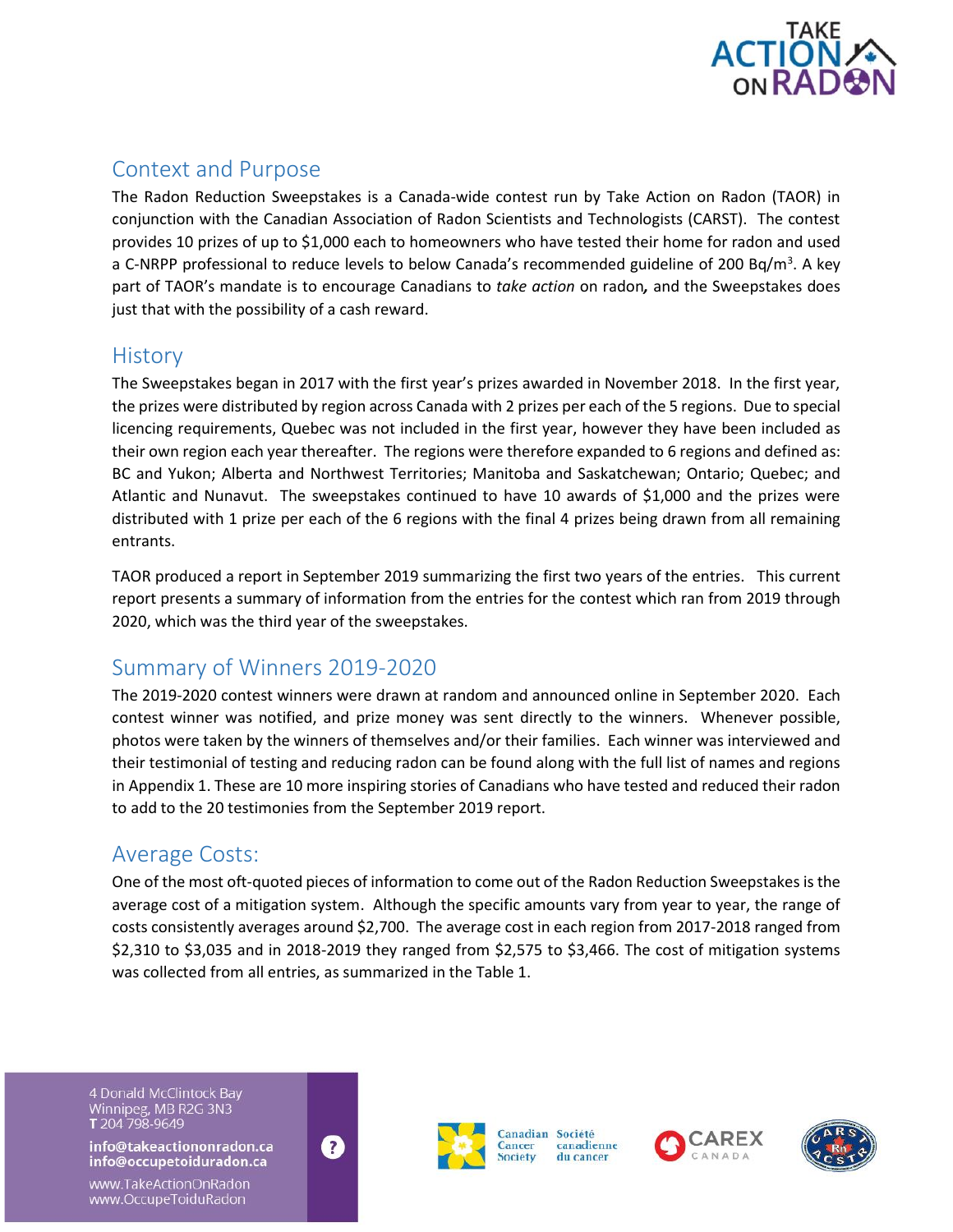## Context and Purpose

The Radon Reduction Sweepstakes is a Canada-wide contest run by Take Action on Radon (TAOR) in conjunction with the Canadian Association of Radon Scientists and Technologists (CARST). The contest provides 10 prizes of up to $1,000 each to homeowners who have tested their home for radon and used a C-NRPP professional to reduce levels to below Canada's recommended guideline of 200 Bq/m$^3$. A key part of TAOR's mandate is to encourage Canadians to *take action* on radon***,*** and the Sweepstakes does just that with the possibility of a cash reward.

## History

The Sweepstakes began in 2017 with the first year's prizes awarded in November 2018. In the first year, the prizes were distributed by region across Canada with 2 prizes per each of the 5 regions. Due to special licencing requirements, Quebec was not included in the first year, however they have been included as their own region each year thereafter. The regions were therefore expanded to 6 regions and defined as: BC and Yukon; Alberta and Northwest Territories; Manitoba and Saskatchewan; Ontario; Quebec; and Atlantic and Nunavut. The sweepstakes continued to have 10 awards of $1,000 and the prizes were distributed with 1 prize per each of the 6 regions with the final 4 prizes being drawn from all remaining entrants.

TAOR produced a report in September 2019 summarizing the first two years of the entries. This current report presents a summary of information from the entries for the contest which ran from 2019 through 2020, which was the third year of the sweepstakes.

## Summary of Winners 2019-2020

The 2019-2020 contest winners were drawn at random and announced online in September 2020. Each contest winner was notified, and prize money was sent directly to the winners. Whenever possible, photos were taken by the winners of themselves and/or their families. Each winner was interviewed and their testimonial of testing and reducing radon can be found along with the full list of names and regions in Appendix 1. These are 10 more inspiring stories of Canadians who have tested and reduced their radon to add to the 20 testimonies from the September 2019 report.

## Average Costs:

One of the most oft-quoted pieces of information to come out of the Radon Reduction Sweepstakes is the average cost of a mitigation system. Although the specific amounts vary from year to year, the range of costs consistently averages around $2,700. The average cost in each region from 2017-2018 ranged from $2,310 to $3,035 and in 2018-2019 they ranged from $2,575 to $3,466. The cost of mitigation systems was collected from all entries, as summarized in the Table 1.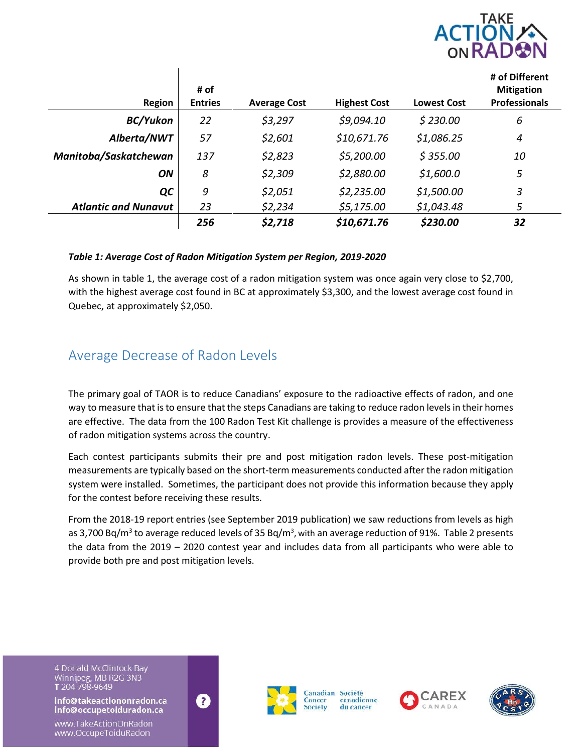| Region | # of Entries | Average Cost | Highest Cost | Lowest Cost | # of Different Mitigation Professionals |
|---|---|---|---|---|---|
| ***BC/Yukon*** | *22* | *$3,297* | *$9,094.10* | *$ 230.00* | *6* |
| ***Alberta/NWT*** | *57* | *$2,601* | *$10,671.76* | *$1,086.25* | *4* |
| ***Manitoba/Saskatchewan*** | *137* | *$2,823* | *$5,200.00* | *$ 355.00* | *10* |
| ***ON*** | *8* | *$2,309* | *$2,880.00* | *$1,600.0* | *5* |
| ***QC*** | *9* | *$2,051* | *$2,235.00* | *$1,500.00* | *3* |
| ***Atlantic and Nunavut*** | *23* | *$2,234* | *$5,175.00* | *$1,043.48* | *5* |
| | ***256*** | ***$2,718*** | ***$10,671.76*** | ***$230.00*** | ***32*** |

***Table 1: Average Cost of Radon Mitigation System per Region, 2019-2020***

As shown in table 1, the average cost of a radon mitigation system was once again very close to $2,700, with the highest average cost found in BC at approximately $3,300, and the lowest average cost found in Quebec, at approximately $2,050.

## Average Decrease of Radon Levels

The primary goal of TAOR is to reduce Canadians' exposure to the radioactive effects of radon, and one way to measure that is to ensure that the steps Canadians are taking to reduce radon levels in their homes are effective. The data from the 100 Radon Test Kit challenge is provides a measure of the effectiveness of radon mitigation systems across the country.

Each contest participants submits their pre and post mitigation radon levels. These post-mitigation measurements are typically based on the short-term measurements conducted after the radon mitigation system were installed. Sometimes, the participant does not provide this information because they apply for the contest before receiving these results.

From the 2018-19 report entries (see September 2019 publication) we saw reductions from levels as high as 3,700 Bq/m$^3$ to average reduced levels of 35 Bq/m$^3$, with an average reduction of 91%. Table 2 presents the data from the 2019 – 2020 contest year and includes data from all participants who were able to provide both pre and post mitigation levels.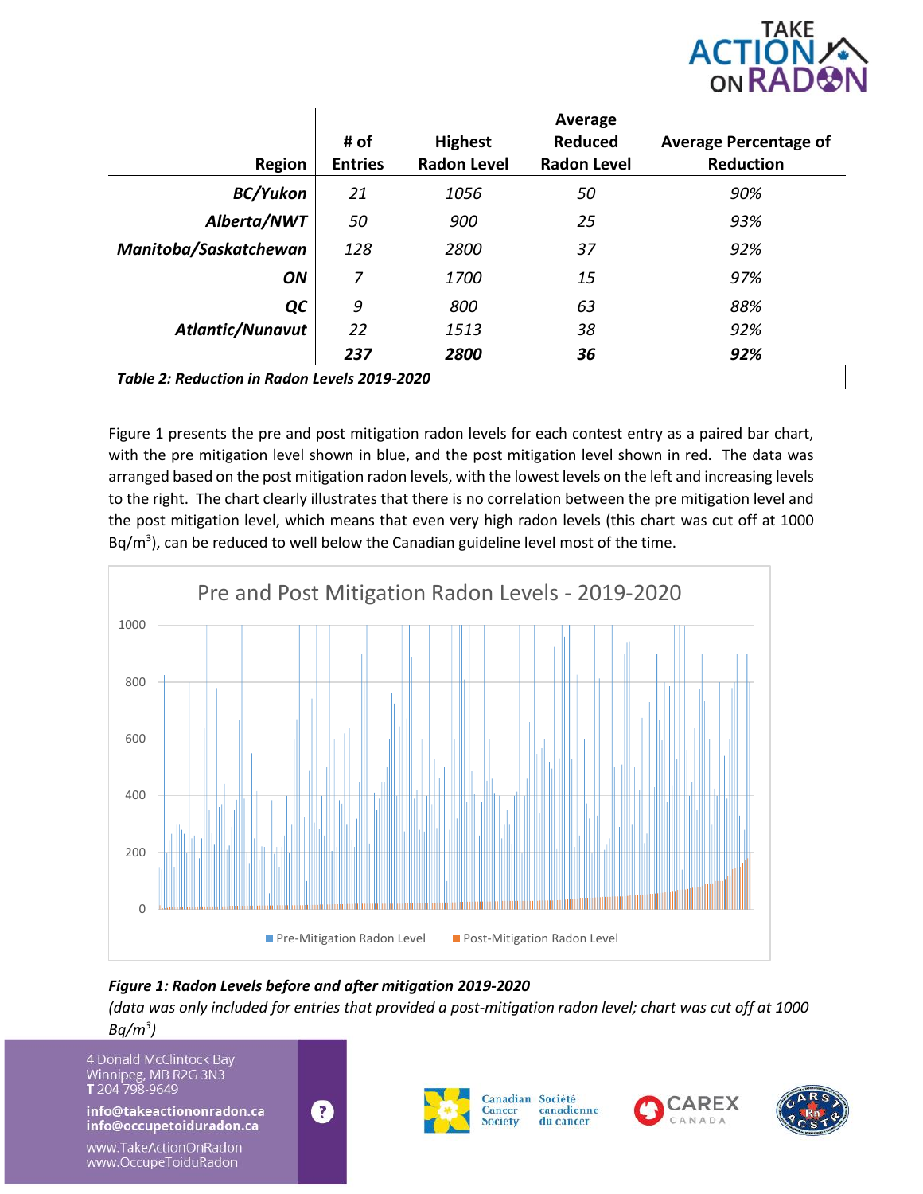| Region | # of Entries | Highest Radon Level | Average Reduced Radon Level | Average Percentage of Reduction |
|---|---|---|---|---|
| ***BC/Yukon*** | *21* | *1056* | *50* | *90%* |
| ***Alberta/NWT*** | *50* | *900* | *25* | *93%* |
| ***Manitoba/Saskatchewan*** | *128* | *2800* | *37* | *92%* |
| ***ON*** | *7* | *1700* | *15* | *97%* |
| ***QC*** | *9* | *800* | *63* | *88%* |
| ***Atlantic/Nunavut*** | *22* | *1513* | *38* | *92%* |
| | ***237*** | ***2800*** | ***36*** | ***92%*** |

***Table 2: Reduction in Radon Levels 2019-2020***

Figure 1 presents the pre and post mitigation radon levels for each contest entry as a paired bar chart, with the pre mitigation level shown in blue, and the post mitigation level shown in red. The data was arranged based on the post mitigation radon levels, with the lowest levels on the left and increasing levels to the right. The chart clearly illustrates that there is no correlation between the pre mitigation level and the post mitigation level, which means that even very high radon levels (this chart was cut off at 1000 $Bq/m^3$), can be reduced to well below the Canadian guideline level most of the time.

Pre and Post Mitigation Radon Levels - 2019-2020

***Figure 1: Radon Levels before and after mitigation 2019-2020***

*(data was only included for entries that provided a post-mitigation radon level; chart was cut off at 1000 $Bq/m^3$)*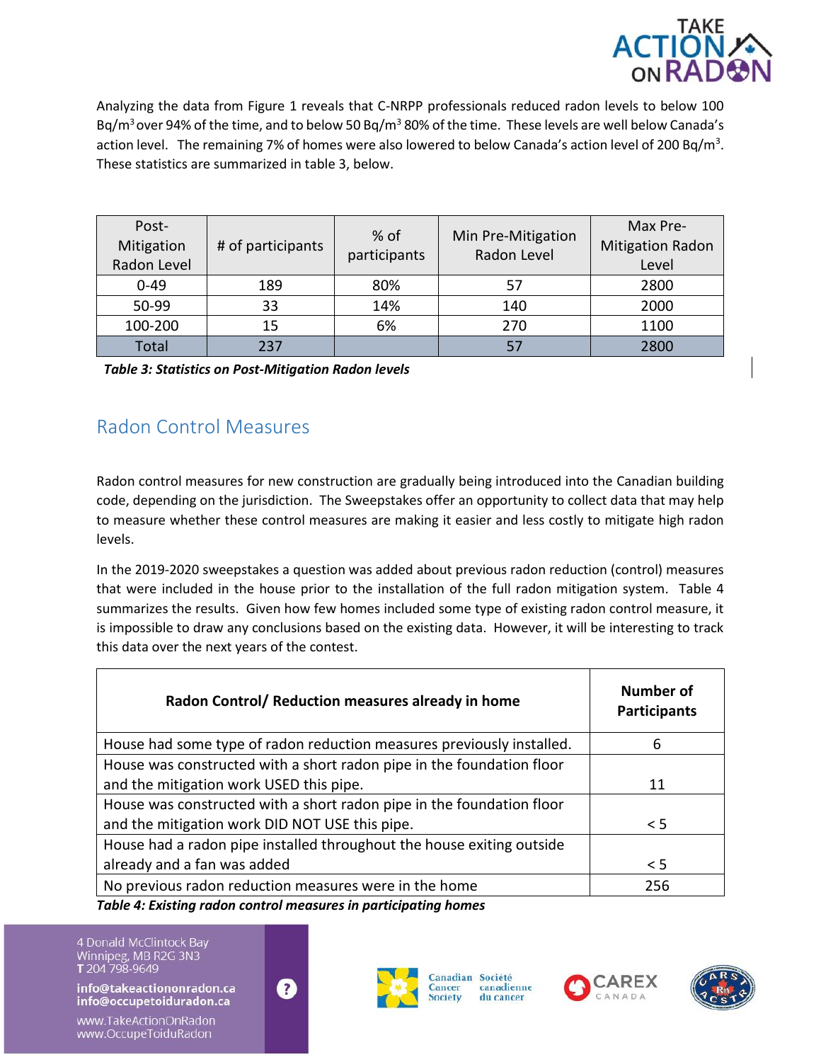Analyzing the data from Figure 1 reveals that C-NRPP professionals reduced radon levels to below 100 $Bq/m^3$ over 94% of the time, and to below 50 $Bq/m^3$ 80% of the time. These levels are well below Canada's action level. The remaining 7% of homes were also lowered to below Canada's action level of 200 $Bq/m^3$. These statistics are summarized in table 3, below.

| Post-Mitigation Radon Level | # of participants | % of participants | Min Pre-Mitigation Radon Level | Max Pre-Mitigation Radon Level |
|---|---|---|---|---|
| 0-49 | 189 | 80% | 57 | 2800 |
| 50-99 | 33 | 14% | 140 | 2000 |
| 100-200 | 15 | 6% | 270 | 1100 |
| Total | 237 | | 57 | 2800 |

***Table 3: Statistics on Post-Mitigation Radon levels***

## Radon Control Measures

Radon control measures for new construction are gradually being introduced into the Canadian building code, depending on the jurisdiction. The Sweepstakes offer an opportunity to collect data that may help to measure whether these control measures are making it easier and less costly to mitigate high radon levels.

In the 2019-2020 sweepstakes a question was added about previous radon reduction (control) measures that were included in the house prior to the installation of the full radon mitigation system. Table 4 summarizes the results. Given how few homes included some type of existing radon control measure, it is impossible to draw any conclusions based on the existing data. However, it will be interesting to track this data over the next years of the contest.

| **Radon Control/ Reduction measures already in home** | **Number of Participants** |
|---|---|
| House had some type of radon reduction measures previously installed. | 6 |
| House was constructed with a short radon pipe in the foundation floor and the mitigation work USED this pipe. | 11 |
| House was constructed with a short radon pipe in the foundation floor and the mitigation work DID NOT USE this pipe. | < 5 |
| House had a radon pipe installed throughout the house exiting outside already and a fan was added | < 5 |
| No previous radon reduction measures were in the home | 256 |

***Table 4: Existing radon control measures in participating homes***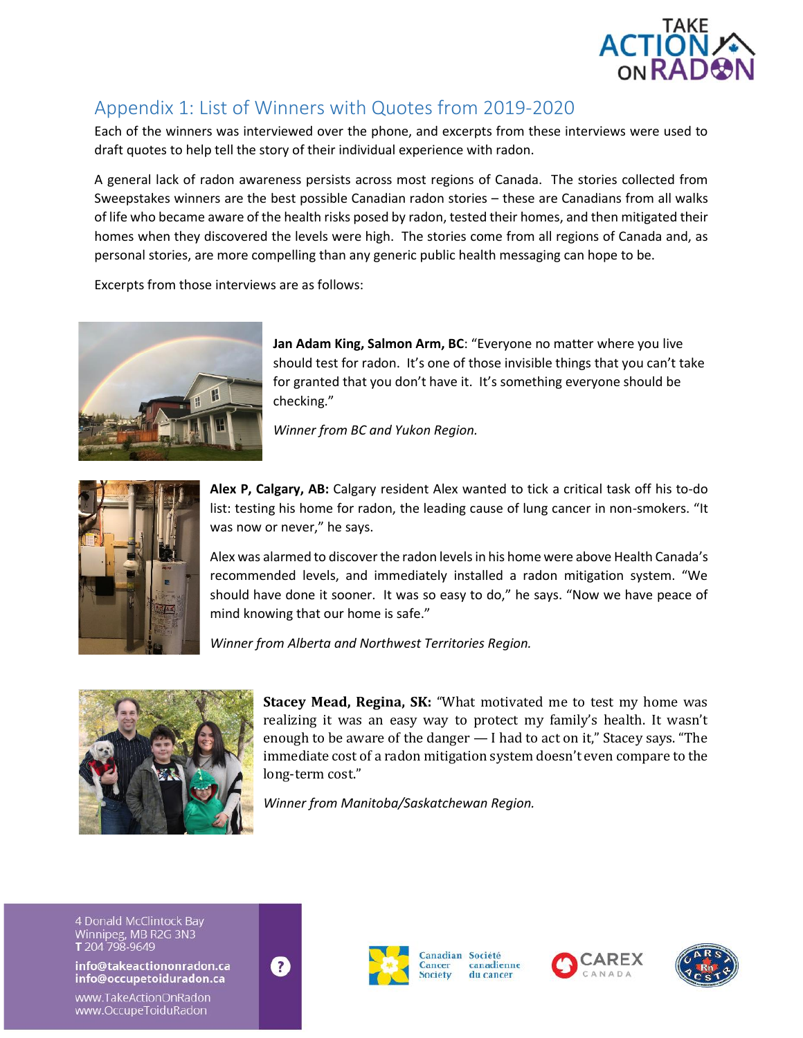## Appendix 1: List of Winners with Quotes from 2019-2020

Each of the winners was interviewed over the phone, and excerpts from these interviews were used to draft quotes to help tell the story of their individual experience with radon.

A general lack of radon awareness persists across most regions of Canada. The stories collected from Sweepstakes winners are the best possible Canadian radon stories – these are Canadians from all walks of life who became aware of the health risks posed by radon, tested their homes, and then mitigated their homes when they discovered the levels were high. The stories come from all regions of Canada and, as personal stories, are more compelling than any generic public health messaging can hope to be.

Excerpts from those interviews are as follows:

**Jan Adam King, Salmon Arm, BC**: "Everyone no matter where you live should test for radon. It's one of those invisible things that you can't take for granted that you don't have it. It's something everyone should be checking."

*Winner from BC and Yukon Region.*

**Alex P, Calgary, AB:** Calgary resident Alex wanted to tick a critical task off his to-do list: testing his home for radon, the leading cause of lung cancer in non-smokers. "It was now or never," he says.

Alex was alarmed to discover the radon levels in his home were above Health Canada's recommended levels, and immediately installed a radon mitigation system. "We should have done it sooner. It was so easy to do," he says. "Now we have peace of mind knowing that our home is safe."

*Winner from Alberta and Northwest Territories Region.*

**Stacey Mead, Regina, SK:** "What motivated me to test my home was realizing it was an easy way to protect my family's health. It wasn't enough to be aware of the danger — I had to act on it," Stacey says. "The immediate cost of a radon mitigation system doesn't even compare to the long-term cost."

*Winner from Manitoba/Saskatchewan Region.*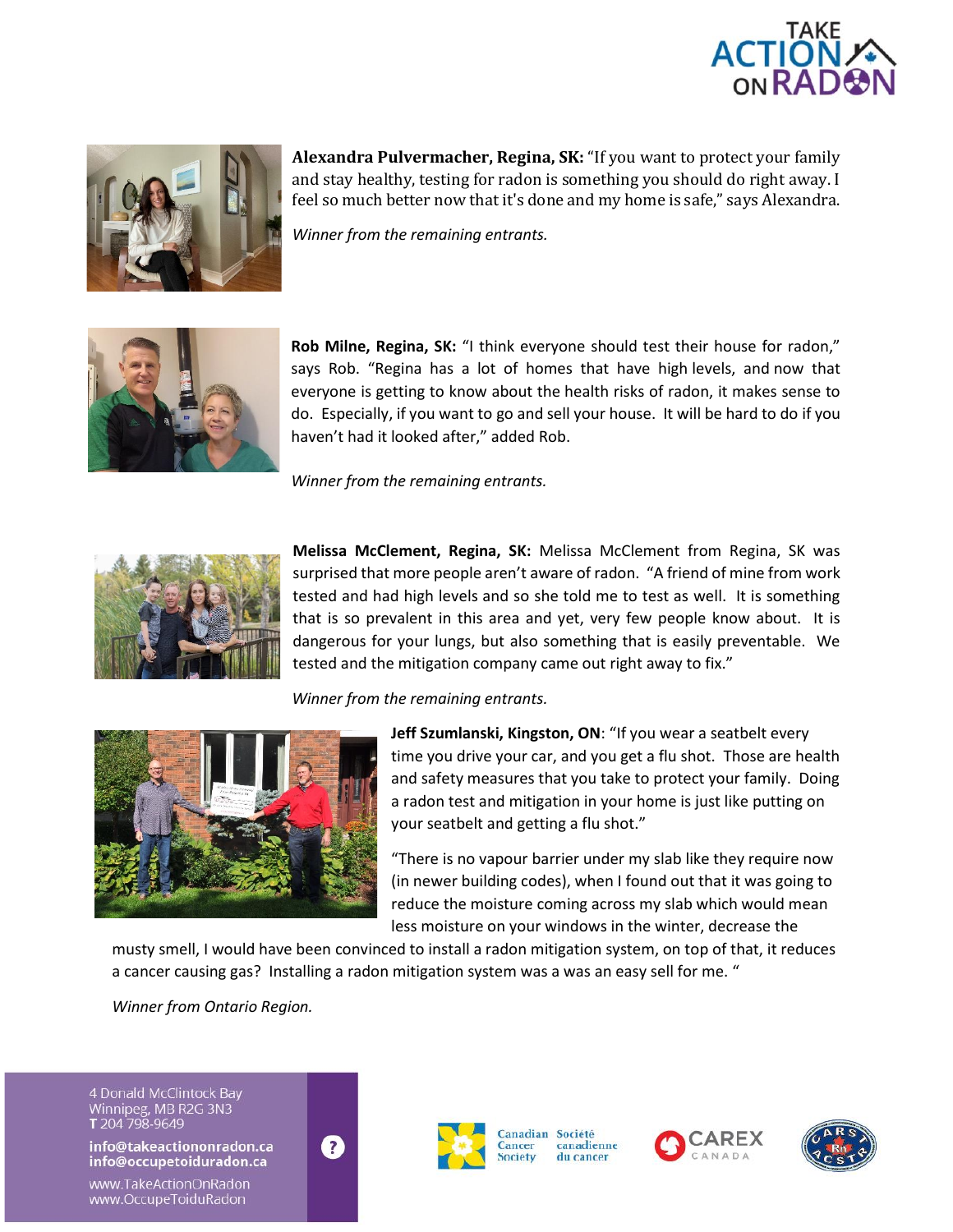**Alexandra Pulvermacher, Regina, SK:** "If you want to protect your family and stay healthy, testing for radon is something you should do right away. I feel so much better now that it's done and my home is safe," says Alexandra.

*Winner from the remaining entrants.*

**Rob Milne, Regina, SK:** "I think everyone should test their house for radon," says Rob. "Regina has a lot of homes that have high levels, and now that everyone is getting to know about the health risks of radon, it makes sense to do. Especially, if you want to go and sell your house. It will be hard to do if you haven't had it looked after," added Rob.

*Winner from the remaining entrants.*

**Melissa McClement, Regina, SK:** Melissa McClement from Regina, SK was surprised that more people aren't aware of radon. "A friend of mine from work tested and had high levels and so she told me to test as well. It is something that is so prevalent in this area and yet, very few people know about. It is dangerous for your lungs, but also something that is easily preventable. We tested and the mitigation company came out right away to fix."

*Winner from the remaining entrants.*

**Jeff Szumlanski, Kingston, ON**: "If you wear a seatbelt every time you drive your car, and you get a flu shot. Those are health and safety measures that you take to protect your family. Doing a radon test and mitigation in your home is just like putting on your seatbelt and getting a flu shot."

"There is no vapour barrier under my slab like they require now (in newer building codes), when I found out that it was going to reduce the moisture coming across my slab which would mean less moisture on your windows in the winter, decrease the musty smell, I would have been convinced to install a radon mitigation system, on top of that, it reduces a cancer causing gas? Installing a radon mitigation system was a was an easy sell for me. "

*Winner from Ontario Region.*

4 Donald McClintock Bay
Winnipeg, MB R2G 3N3
**T** 204 798-9649

**info@takeactiononradon.ca**
**info@occupetoiduradon.ca**

www.TakeActionOnRadon
www.OccupeToiduRadon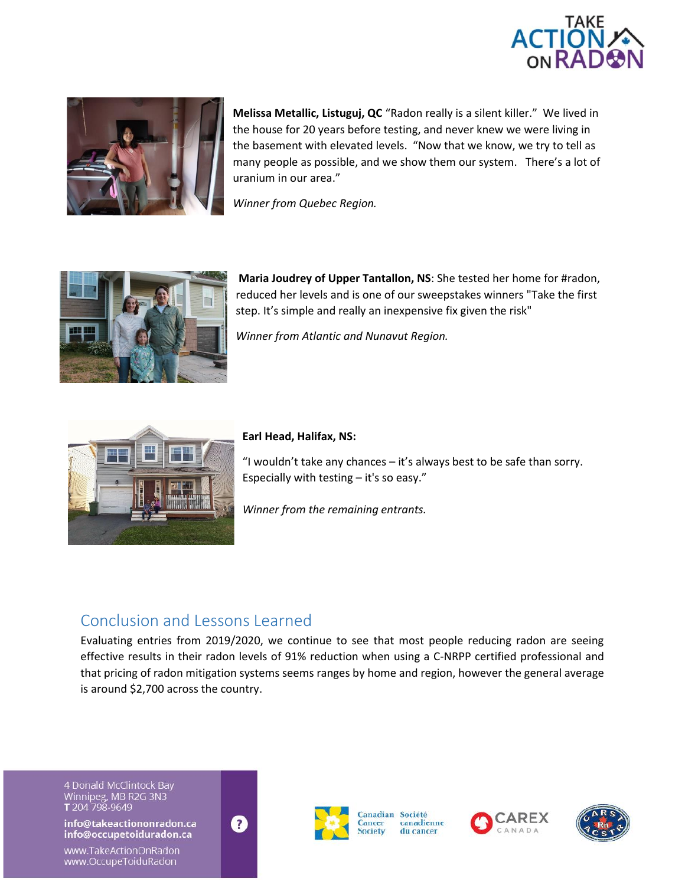**Melissa Metallic, Listuguj, QC** “Radon really is a silent killer.” We lived in the house for 20 years before testing, and never knew we were living in the basement with elevated levels. “Now that we know, we try to tell as many people as possible, and we show them our system. There’s a lot of uranium in our area.”

*Winner from Quebec Region.*

**Maria Joudrey of Upper Tantallon, NS**: She tested her home for #radon, reduced her levels and is one of our sweepstakes winners "Take the first step. It’s simple and really an inexpensive fix given the risk"

*Winner from Atlantic and Nunavut Region.*

**Earl Head, Halifax, NS:**

“I wouldn’t take any chances – it’s always best to be safe than sorry. Especially with testing – it's so easy.”

*Winner from the remaining entrants.*

## Conclusion and Lessons Learned

Evaluating entries from 2019/2020, we continue to see that most people reducing radon are seeing effective results in their radon levels of 91% reduction when using a C-NRPP certified professional and that pricing of radon mitigation systems seems ranges by home and region, however the general average is around $2,700 across the country.

4 Donald McClintock Bay
Winnipeg, MB R2G 3N3
T 204 798-9649

info@takeactiononradon.ca
info@occupetoiduradon.ca

www.TakeActionOnRadon
www.OccupeToiduRadon